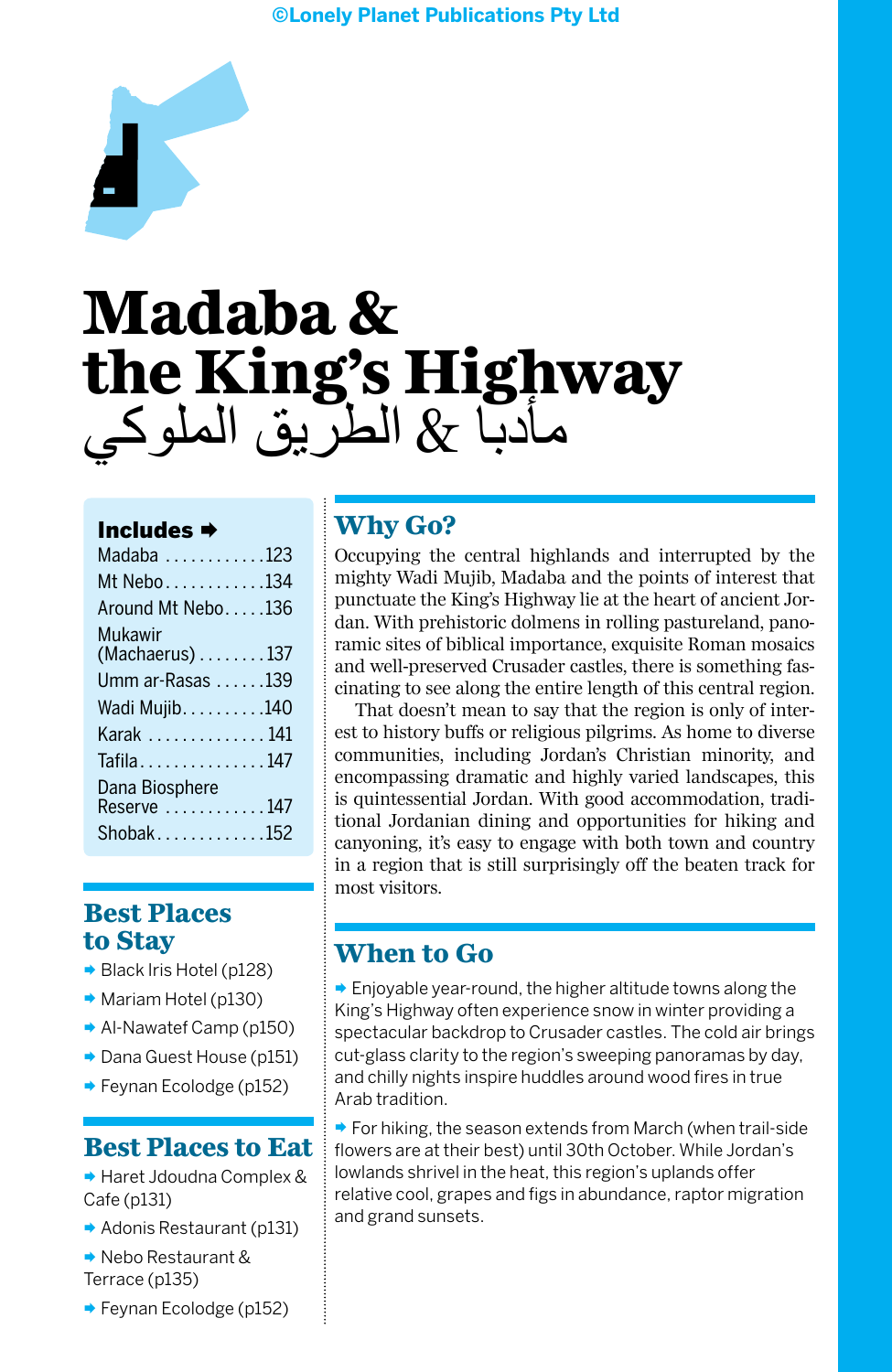©Lonely Planet Publications Pty Ltd

# Madaba & the King's Highway
# مأدبا & الطريق الملوكي

**Includes ➡**

- Madaba ............123
- Mt Nebo............134
- Around Mt Nebo.....136
- Mukawir (Machaerus)........137
- Umm ar-Rasas ......139
- Wadi Mujib..........140
- Karak ..............141
- Tafila...............147
- Dana Biosphere Reserve ............147
- Shobak.............152

## Best Places to Stay

- ➡ Black Iris Hotel (p128)
- ➡ Mariam Hotel (p130)
- ➡ Al-Nawatef Camp (p150)
- ➡ Dana Guest House (p151)
- ➡ Feynan Ecolodge (p152)

## Best Places to Eat

- ➡ Haret Jdoudna Complex & Cafe (p131)
- ➡ Adonis Restaurant (p131)
- ➡ Nebo Restaurant & Terrace (p135)
- ➡ Feynan Ecolodge (p152)

## Why Go?

Occupying the central highlands and interrupted by the mighty Wadi Mujib, Madaba and the points of interest that punctuate the King's Highway lie at the heart of ancient Jordan. With prehistoric dolmens in rolling pastureland, panoramic sites of biblical importance, exquisite Roman mosaics and well-preserved Crusader castles, there is something fascinating to see along the entire length of this central region.

That doesn't mean to say that the region is only of interest to history buffs or religious pilgrims. As home to diverse communities, including Jordan's Christian minority, and encompassing dramatic and highly varied landscapes, this is quintessential Jordan. With good accommodation, traditional Jordanian dining and opportunities for hiking and canyoning, it's easy to engage with both town and country in a region that is still surprisingly off the beaten track for most visitors.

## When to Go

- ➡ Enjoyable year-round, the higher altitude towns along the King's Highway often experience snow in winter providing a spectacular backdrop to Crusader castles. The cold air brings cut-glass clarity to the region's sweeping panoramas by day, and chilly nights inspire huddles around wood fires in true Arab tradition.
- ➡ For hiking, the season extends from March (when trail-side flowers are at their best) until 30th October. While Jordan's lowlands shrivel in the heat, this region's uplands offer relative cool, grapes and figs in abundance, raptor migration and grand sunsets.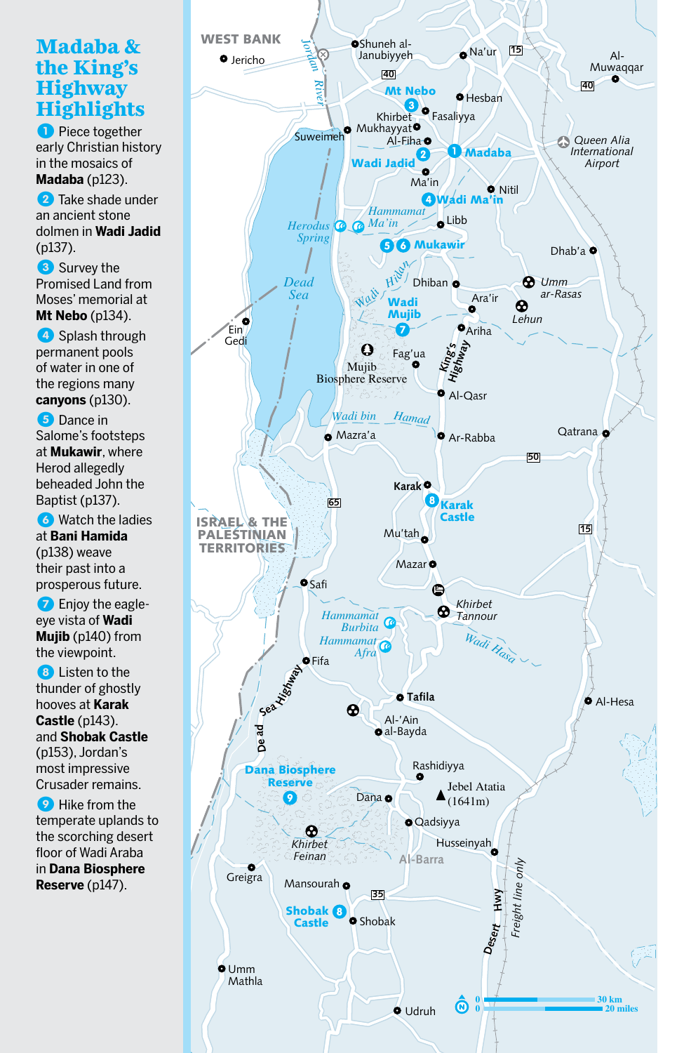# Madaba & the King's Highway Highlights

1. Piece together early Christian history in the mosaics of **Madaba** (p123).

2. Take shade under an ancient stone dolmen in **Wadi Jadid** (p137).

3. Survey the Promised Land from Moses' memorial at **Mt Nebo** (p134).

4. Splash through permanent pools of water in one of the regions many **canyons** (p130).

5. Dance in Salome's footsteps at **Mukawir**, where Herod allegedly beheaded John the Baptist (p137).

6. Watch the ladies at **Bani Hamida** (p138) weave their past into a prosperous future.

7. Enjoy the eagle-eye vista of **Wadi Mujib** (p140) from the viewpoint.

8. Listen to the thunder of ghostly hooves at **Karak Castle** (p143). and **Shobak Castle** (p153), Jordan's most impressive Crusader remains.

9. Hike from the temperate uplands to the scorching desert floor of Wadi Araba in **Dana Biosphere Reserve** (p147).

WEST BANK
Jericho
Jordan River
Shuneh al-Janubiyyeh
Na'ur
15
Al-Muwaqqar
40
40
Mt Nebo 3
Hesban
Khirbet Mukhayyat
Fasaliyya
Suweimeh
Al-Fiha
2 Wadi Jadid
1 Madaba
Queen Alia International Airport
Ma'in
Nitil
4 Wadi Ma'in
Hammamat Ma'in
Herodus Spring
Libb
5 6 Mukawir
Dhab'a
Dead Sea
Wadi Hidan
Dhiban
Umm ar-Rasas
Ara'ir
Lehun
Ein Gedi
Wadi Mujib 7
Ariha
Fag'ua
Mujib Biosphere Reserve
King's Highway
Al-Qasr
Wadi bin Hamad
Mazra'a
Ar-Rabba
Qatrana
50
Karak
8 Karak Castle
65
ISRAEL & THE PALESTINIAN TERRITORIES
Mu'tah
15
Mazar
Safi
Khirbet Tannour
Hammamat Burbita
Hammamat Afra
Wadi Hasa
Fifa
Dead Sea Highway
Tafila
Al-Hesa
Al-'Ain al-Bayda
Rashidiyya
Dana Biosphere Reserve 9
Jebel Atatia (1641m)
Dana
Qadsiyya
Khirbet Feinan
Husseinyah
Al-Barra
Greigra
Mansourah
35
Shobak Castle 8
Shobak
Desert Hwy
Freight line only
Umm Mathla
Udruh
0 30 km
0 20 miles